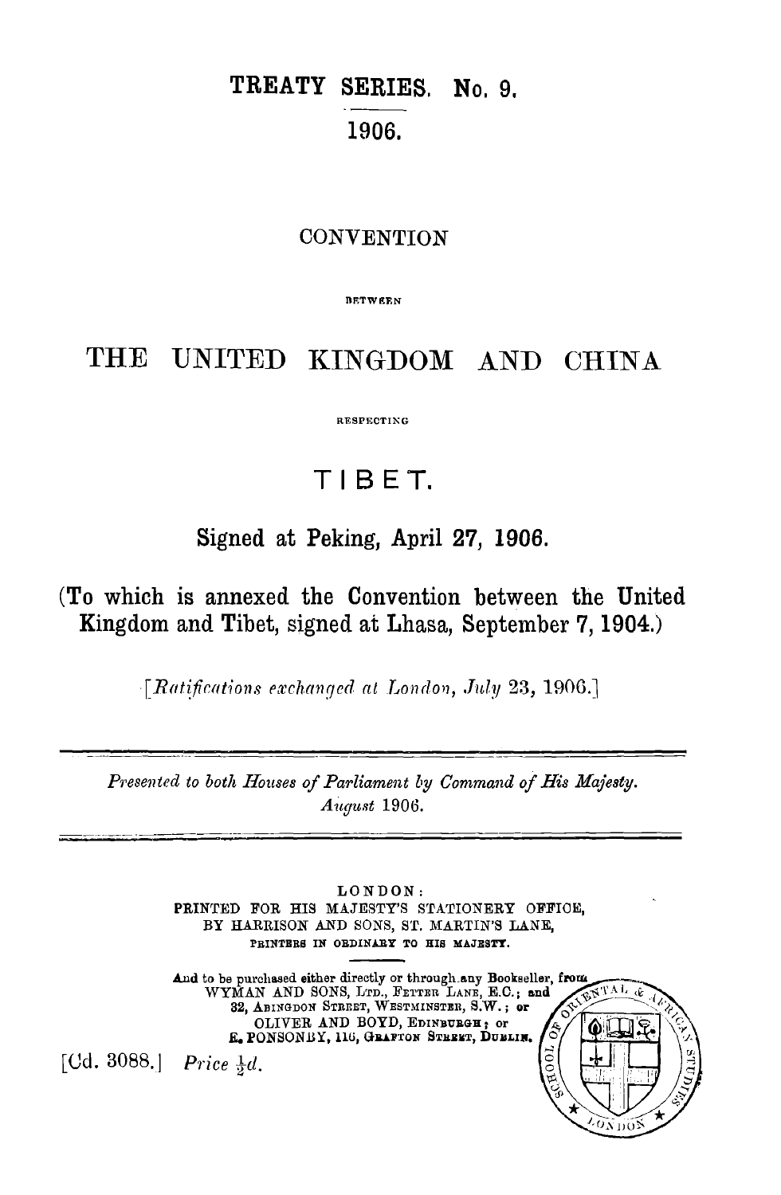# TREATY SERIES. No. 9.

## 1906.

CONVENTION

BETWEEN

# THE UNITED KINGDOM AND CHINA

RESPECTING

# TIBET.

**Signed at Peking, April 27, 1906.**

**(To which is annexed the Convention between the United Kingdom and Tibet, signed at Lhasa, September 7, 1904.)**

*[Ratifications exchanged at London, July 23, 1906.]*

---

*Presented to both Houses of Parliament by Command of His Majesty.*
*August 1906.*

---

LONDON:
PRINTED FOR HIS MAJESTY'S STATIONERY OFFICE,
BY HARRISON AND SONS, ST. MARTIN'S LANE,
PRINTERS IN ORDINARY TO HIS MAJESTY.

And to be purchased either directly or through any Bookseller, from
WYMAN AND SONS, LTD., FETTER LANE, E.C.; and
32, ABINGDON STREET, WESTMINSTER, S.W.; or
OLIVER AND BOYD, EDINBURGH; or
E. PONSONBY, 116, GRAFTON STREET, DUBLIN.

[Cd. 3088.] *Price ½d.*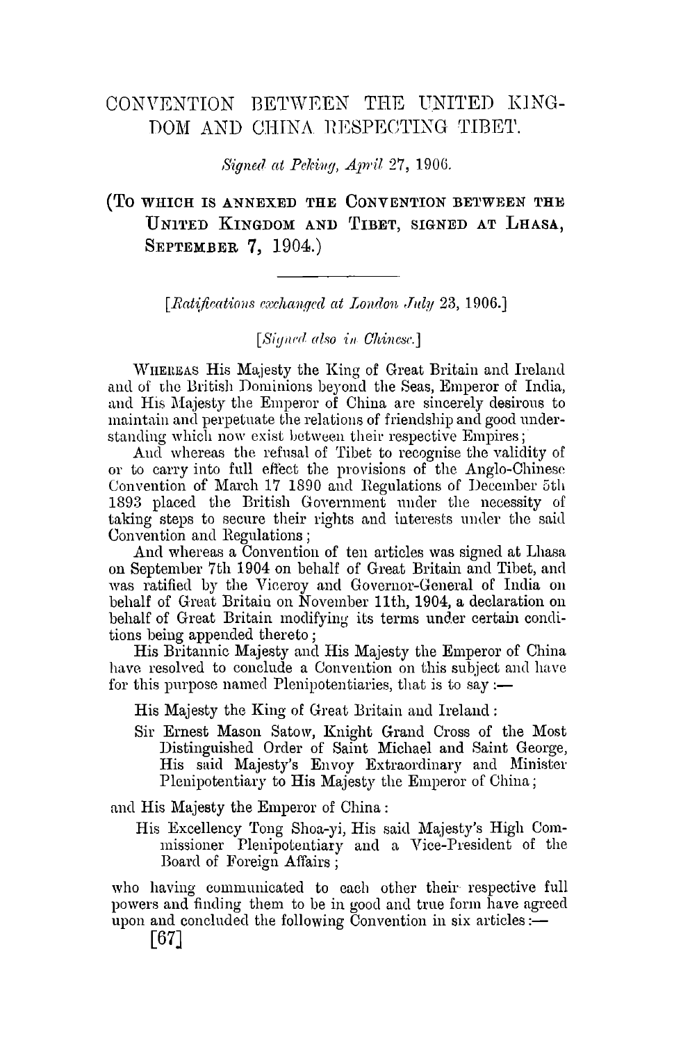# CONVENTION BETWEEN THE UNITED KINGDOM AND CHINA RESPECTING TIBET.

*Signed at Peking, April 27, 1906.*

## (TO WHICH IS ANNEXED THE CONVENTION BETWEEN THE UNITED KINGDOM AND TIBET, SIGNED AT LHASA, SEPTEMBER 7, 1904.)

---

[*Ratifications exchanged at London July 23, 1906.*]

[*Signed also in Chinese.*]

WHEREAS His Majesty the King of Great Britain and Ireland and of the British Dominions beyond the Seas, Emperor of India, and His Majesty the Emperor of China are sincerely desirous to maintain and perpetuate the relations of friendship and good understanding which now exist between their respective Empires;

And whereas the refusal of Tibet to recognise the validity of or to carry into full effect the provisions of the Anglo-Chinese Convention of March 17 1890 and Regulations of December 5th 1893 placed the British Government under the necessity of taking steps to secure their rights and interests under the said Convention and Regulations;

And whereas a Convention of ten articles was signed at Lhasa on September 7th 1904 on behalf of Great Britain and Tibet, and was ratified by the Viceroy and Governor-General of India on behalf of Great Britain on November 11th, 1904, a declaration on behalf of Great Britain modifying its terms under certain conditions being appended thereto;

His Britannic Majesty and His Majesty the Emperor of China have resolved to conclude a Convention on this subject and have for this purpose named Plenipotentiaries, that is to say:—

His Majesty the King of Great Britain and Ireland:

Sir Ernest Mason Satow, Knight Grand Cross of the Most Distinguished Order of Saint Michael and Saint George, His said Majesty's Envoy Extraordinary and Minister Plenipotentiary to His Majesty the Emperor of China;

and His Majesty the Emperor of China:

His Excellency Tong Shoa-yi, His said Majesty's High Commissioner Plenipotentiary and a Vice-President of the Board of Foreign Affairs;

who having communicated to each other their respective full powers and finding them to be in good and true form have agreed upon and concluded the following Convention in six articles:—

[67]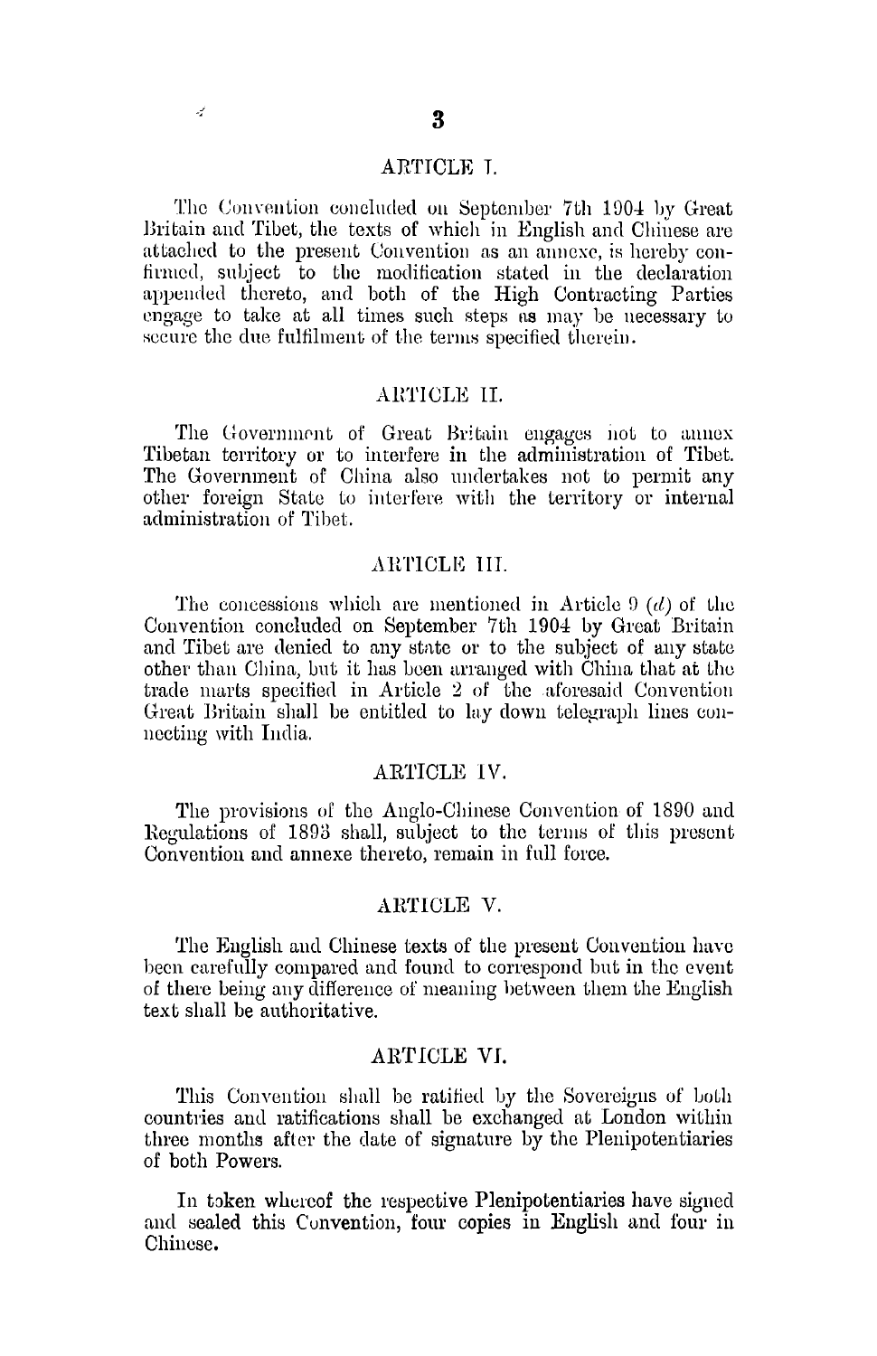## ARTICLE I.

The Convention concluded on September 7th 1904 by Great Britain and Tibet, the texts of which in English and Chinese are attached to the present Convention as an annexe, is hereby confirmed, subject to the modification stated in the declaration appended thereto, and both of the High Contracting Parties engage to take at all times such steps as may be necessary to secure the due fulfilment of the terms specified therein.

## ARTICLE II.

The Government of Great Britain engages not to annex Tibetan territory or to interfere in the administration of Tibet. The Government of China also undertakes not to permit any other foreign State to interfere with the territory or internal administration of Tibet.

## ARTICLE III.

The concessions which are mentioned in Article 9 (*d*) of the Convention concluded on September 7th 1904 by Great Britain and Tibet are denied to any state or to the subject of any state other than China, but it has been arranged with China that at the trade marts specified in Article 2 of the aforesaid Convention Great Britain shall be entitled to lay down telegraph lines connecting with India.

## ARTICLE IV.

The provisions of the Anglo-Chinese Convention of 1890 and Regulations of 1893 shall, subject to the terms of this present Convention and annexe thereto, remain in full force.

## ARTICLE V.

The English and Chinese texts of the present Convention have been carefully compared and found to correspond but in the event of there being any difference of meaning between them the English text shall be authoritative.

## ARTICLE VI.

This Convention shall be ratified by the Sovereigns of both countries and ratifications shall be exchanged at London within three months after the date of signature by the Plenipotentiaries of both Powers.

In token whereof the respective Plenipotentiaries have signed and sealed this Convention, four copies in English and four in Chinese.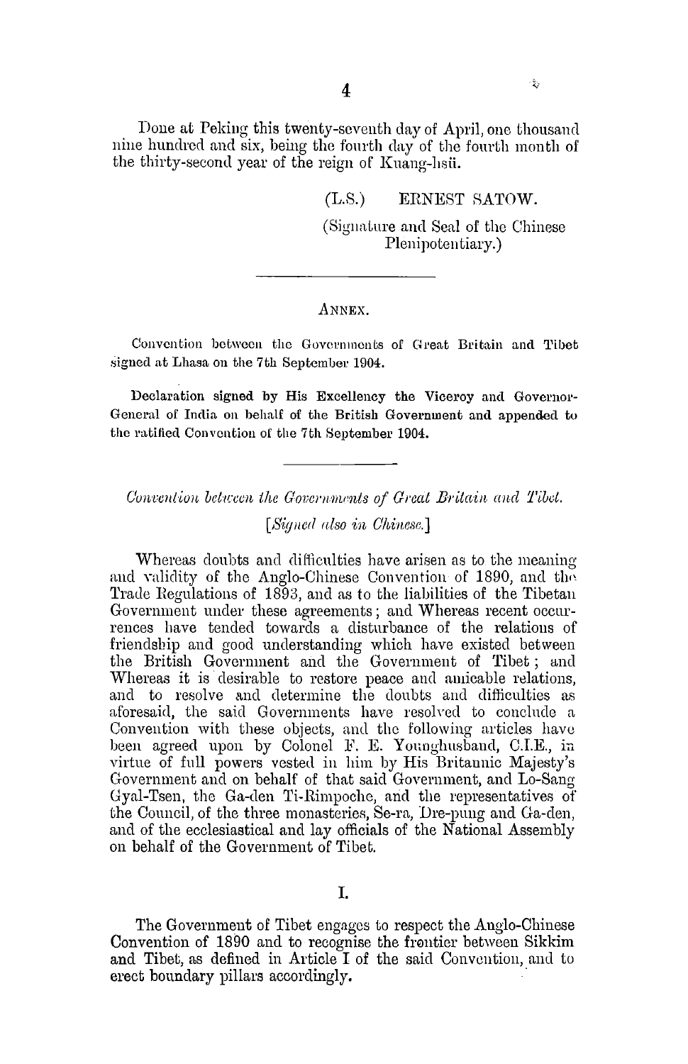Done at Peking this twenty-seventh day of April, one thousand nine hundred and six, being the fourth day of the fourth month of the thirty-second year of the reign of Kuang-hsü.

(L.S.) ERNEST SATOW.

(Signature and Seal of the Chinese Plenipotentiary.)

---

ANNEX.

Convention between the Governments of Great Britain and Tibet signed at Lhasa on the 7th September 1904.

**Declaration signed by His Excellency the Viceroy and Governor-General of India on behalf of the British Government and appended to the ratified Convention of the 7th September 1904.**

---

*Convention between the Governments of Great Britain and Tibet.*

[*Signed also in Chinese.*]

Whereas doubts and difficulties have arisen as to the meaning and validity of the Anglo-Chinese Convention of 1890, and the Trade Regulations of 1893, and as to the liabilities of the Tibetan Government under these agreements; and Whereas recent occurrences have tended towards a disturbance of the relations of friendship and good understanding which have existed between the British Government and the Government of Tibet; and Whereas it is desirable to restore peace and amicable relations, and to resolve and determine the doubts and difficulties as aforesaid, the said Governments have resolved to conclude a Convention with these objects, and the following articles have been agreed upon by Colonel F. E. Younghusband, C.I.E., in virtue of full powers vested in him by His Britannic Majesty's Government and on behalf of that said Government, and Lo-Sang Gyal-Tsen, the Ga-den Ti-Rimpoche, and the representatives of the Council, of the three monasteries, Se-ra, Dre-pung and Ga-den, and of the ecclesiastical and lay officials of the National Assembly on behalf of the Government of Tibet.

I.

The Government of Tibet engages to respect the Anglo-Chinese Convention of 1890 and to recognise the frontier between Sikkim and Tibet, as defined in Article I of the said Convention, and to erect boundary pillars accordingly.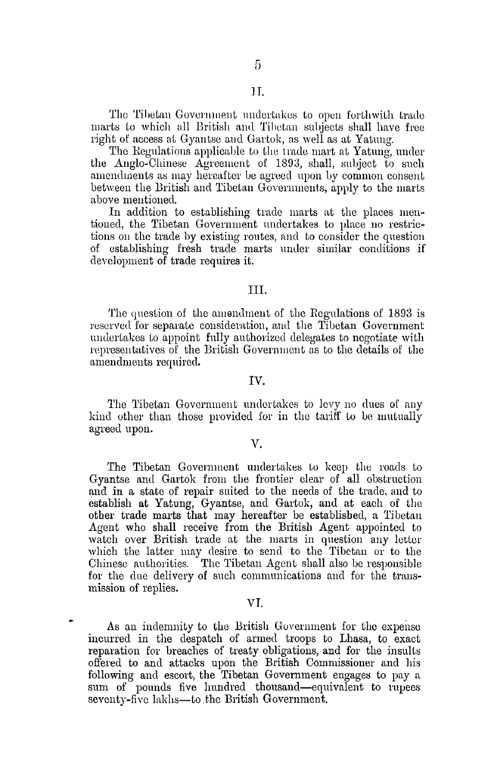## II.

The Tibetan Government undertakes to open forthwith trade marts to which all British and Tibetan subjects shall have free right of access at Gyantse and Gartok, as well as at Yatung.

The Regulations applicable to the trade mart at Yatung, under the Anglo-Chinese Agreement of 1893, shall, subject to such amendments as may hereafter be agreed upon by common consent between the British and Tibetan Governments, apply to the marts above mentioned.

In addition to establishing trade marts at the places mentioned, the Tibetan Government undertakes to place no restrictions on the trade by existing routes, and to consider the question of establishing fresh trade marts under similar conditions if development of trade requires it.

## III.

The question of the amendment of the Regulations of 1893 is reserved for separate consideration, and the Tibetan Government undertakes to appoint fully authorized delegates to negotiate with representatives of the British Government as to the details of the amendments required.

## IV.

The Tibetan Government undertakes to levy no dues of any kind other than those provided for in the tariff to be mutually agreed upon.

## V.

The Tibetan Government undertakes to keep the roads to Gyantse and Gartok from the frontier clear of all obstruction and in a state of repair suited to the needs of the trade, and to establish at Yatung, Gyantse, and Gartok, and at each of the other trade marts that may hereafter be established, a Tibetan Agent who shall receive from the British Agent appointed to watch over British trade at the marts in question any letter which the latter may desire to send to the Tibetan or to the Chinese authorities. The Tibetan Agent shall also be responsible for the due delivery of such communications and for the transmission of replies.

## VI.

As an indemnity to the British Government for the expense incurred in the despatch of armed troops to Lhasa, to exact reparation for breaches of treaty obligations, and for the insults offered to and attacks upon the British Commissioner and his following and escort, the Tibetan Government engages to pay a sum of pounds five hundred thousand—equivalent to rupees seventy-five lakhs—to the British Government.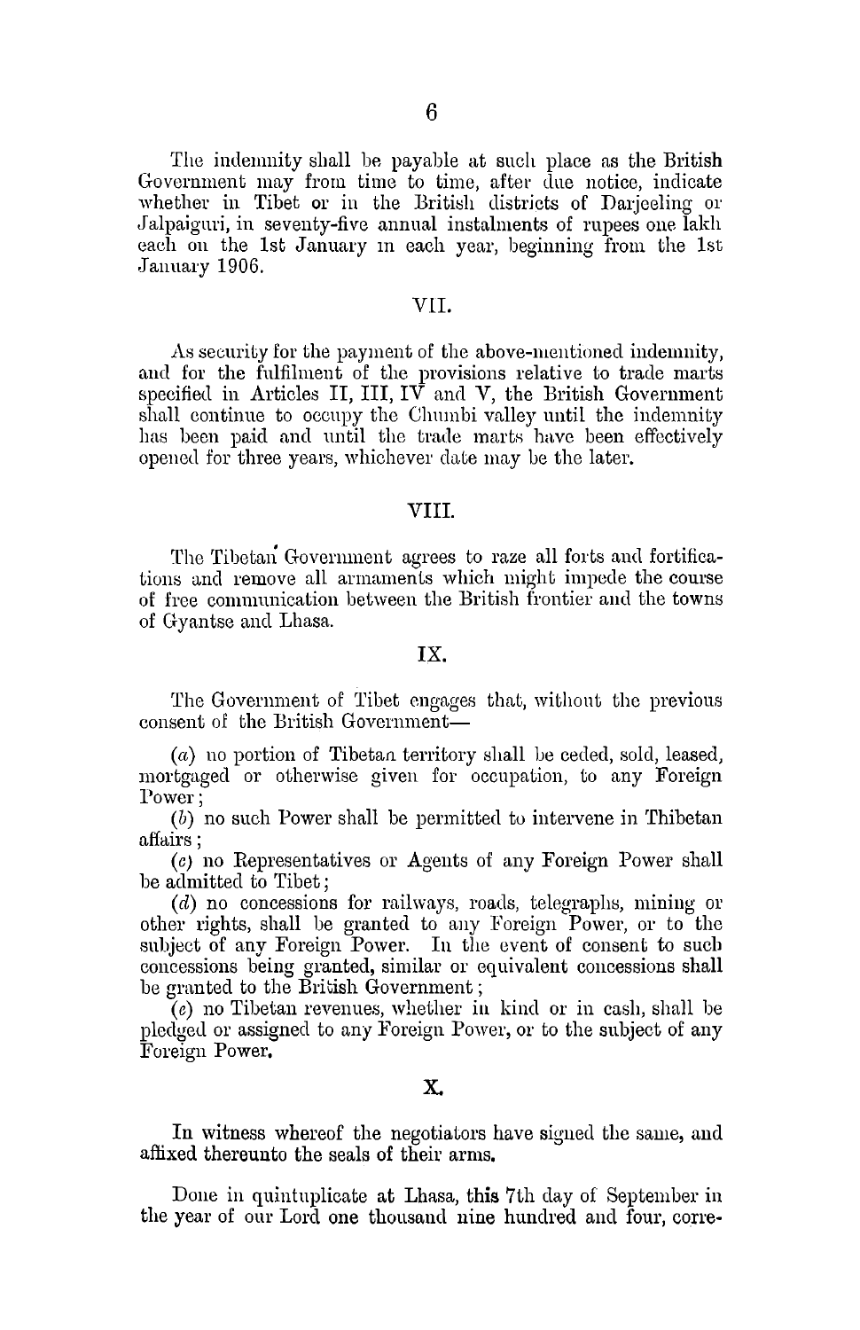The indemnity shall be payable at such place as the British Government may from time to time, after due notice, indicate whether in Tibet or in the British districts of Darjeeling or Jalpaiguri, in seventy-five annual instalments of rupees one lakh each on the 1st January in each year, beginning from the 1st January 1906.

## VII.

As security for the payment of the above-mentioned indemnity, and for the fulfilment of the provisions relative to trade marts specified in Articles II, III, IV and V, the British Government shall continue to occupy the Chumbi valley until the indemnity has been paid and until the trade marts have been effectively opened for three years, whichever date may be the later.

## VIII.

The Tibetan Government agrees to raze all forts and fortifications and remove all armaments which might impede the course of free communication between the British frontier and the towns of Gyantse and Lhasa.

## IX.

The Government of Tibet engages that, without the previous consent of the British Government—

(*a*) no portion of Tibetan territory shall be ceded, sold, leased, mortgaged or otherwise given for occupation, to any Foreign Power;

(*b*) no such Power shall be permitted to intervene in Thibetan affairs;

(*c*) no Representatives or Agents of any Foreign Power shall be admitted to Tibet;

(*d*) no concessions for railways, roads, telegraphs, mining or other rights, shall be granted to any Foreign Power, or to the subject of any Foreign Power. In the event of consent to such concessions being granted, similar or equivalent concessions shall be granted to the British Government;

(*e*) no Tibetan revenues, whether in kind or in cash, shall be pledged or assigned to any Foreign Power, or to the subject of any Foreign Power.

## X.

In witness whereof the negotiators have signed the same, and affixed thereunto the seals of their arms.

Done in quintuplicate at Lhasa, this 7th day of September in the year of our Lord one thousand nine hundred and four, corre-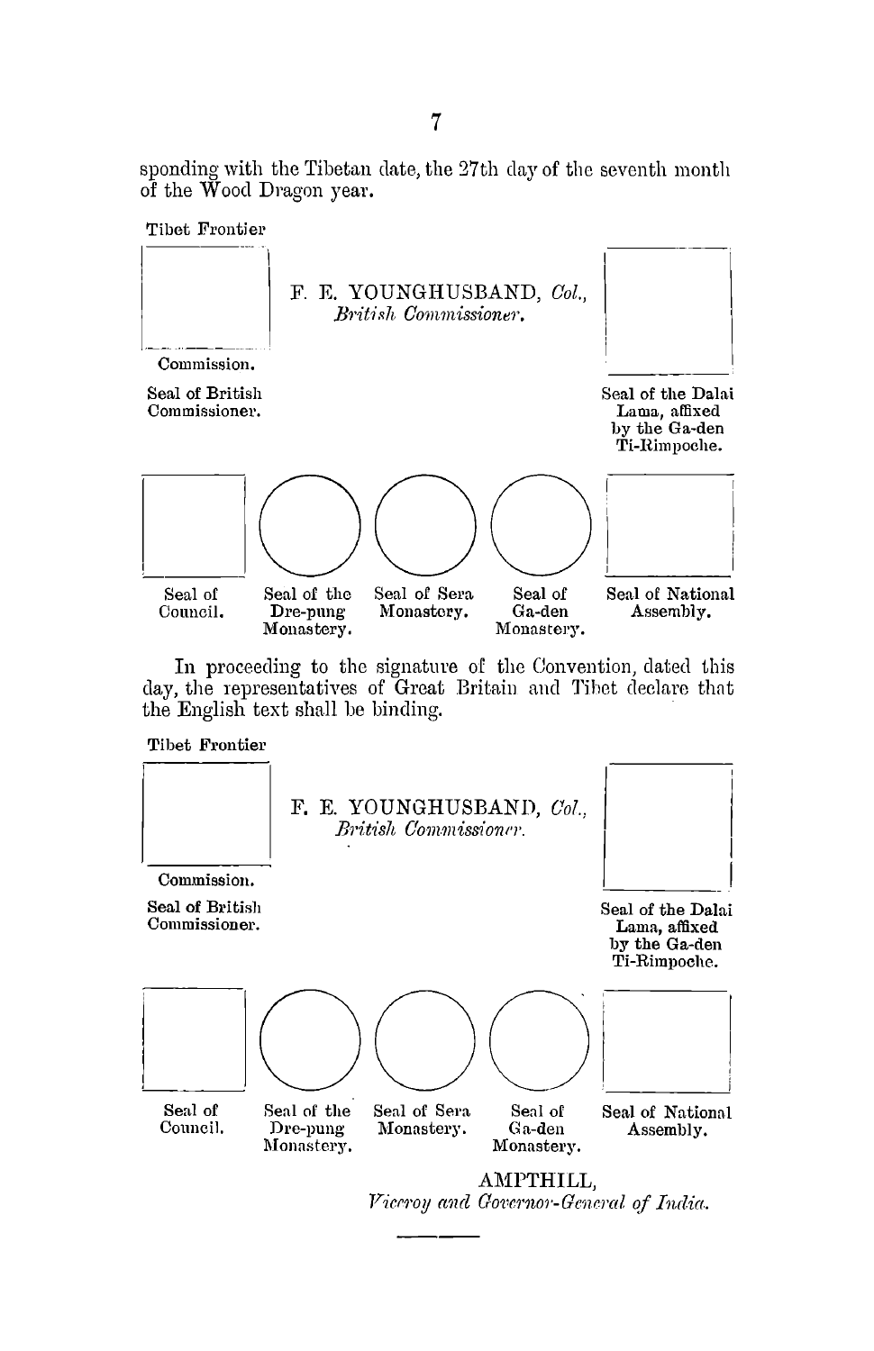sponding with the Tibetan date, the 27th day of the seventh month of the Wood Dragon year.

Tibet Frontier

Commission.

Seal of British Commissioner.

F. E. YOUNGHUSBAND, *Col.*,
*British Commissioner.*

Seal of the Dalai Lama, affixed by the Ga-den Ti-Rimpoche.

| Seal of Council. | Seal of the Dre-pung Monastery. | Seal of Sera Monastery. | Seal of Ga-den Monastery. | Seal of National Assembly. |
|---|---|---|---|---|

In proceeding to the signature of the Convention, dated this day, the representatives of Great Britain and Tibet declare that the English text shall be binding.

Tibet Frontier

Commission.

Seal of British Commissioner.

F. E. YOUNGHUSBAND, *Col.*,
*British Commissioner.*

Seal of the Dalai Lama, affixed by the Ga-den Ti-Rimpoche.

| Seal of Council. | Seal of the Dre-pung Monastery. | Seal of Sera Monastery. | Seal of Ga-den Monastery. | Seal of National Assembly. |
|---|---|---|---|---|

AMPTHILL,
*Viceroy and Governor-General of India.*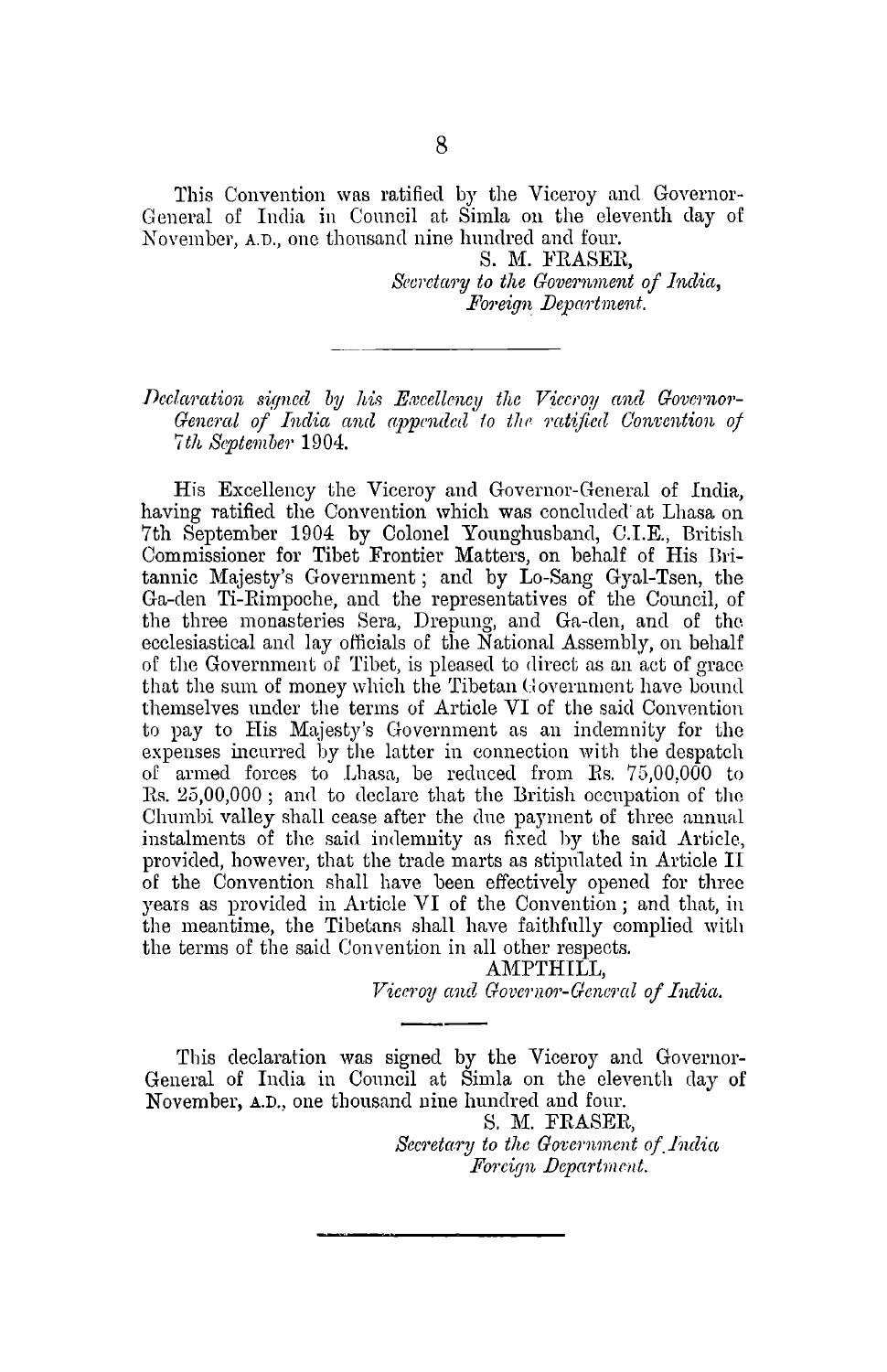This Convention was ratified by the Viceroy and Governor-General of India in Council at Simla on the eleventh day of November, A.D., one thousand nine hundred and four.

S. M. FRASER,
*Secretary to the Government of India,*
*Foreign Department.*

---

*Declaration signed by his Excellency the Viceroy and Governor-General of India and appended to the ratified Convention of 7th September 1904.*

His Excellency the Viceroy and Governor-General of India, having ratified the Convention which was concluded at Lhasa on 7th September 1904 by Colonel Younghusband, C.I.E., British Commissioner for Tibet Frontier Matters, on behalf of His Britannic Majesty's Government; and by Lo-Sang Gyal-Tsen, the Ga-den Ti-Rimpoche, and the representatives of the Council, of the three monasteries Sera, Drepung, and Ga-den, and of the ecclesiastical and lay officials of the National Assembly, on behalf of the Government of Tibet, is pleased to direct as an act of grace that the sum of money which the Tibetan Government have bound themselves under the terms of Article VI of the said Convention to pay to His Majesty's Government as an indemnity for the expenses incurred by the latter in connection with the despatch of armed forces to Lhasa, be reduced from Rs. 75,00,000 to Rs. 25,00,000; and to declare that the British occupation of the Chumbi valley shall cease after the due payment of three annual instalments of the said indemnity as fixed by the said Article, provided, however, that the trade marts as stipulated in Article II of the Convention shall have been effectively opened for three years as provided in Article VI of the Convention; and that, in the meantime, the Tibetans shall have faithfully complied with the terms of the said Convention in all other respects.

AMPTHILL,
*Viceroy and Governor-General of India.*

---

This declaration was signed by the Viceroy and Governor-General of India in Council at Simla on the eleventh day of November, A.D., one thousand nine hundred and four.

S. M. FRASER,
*Secretary to the Government of India*
*Foreign Department.*